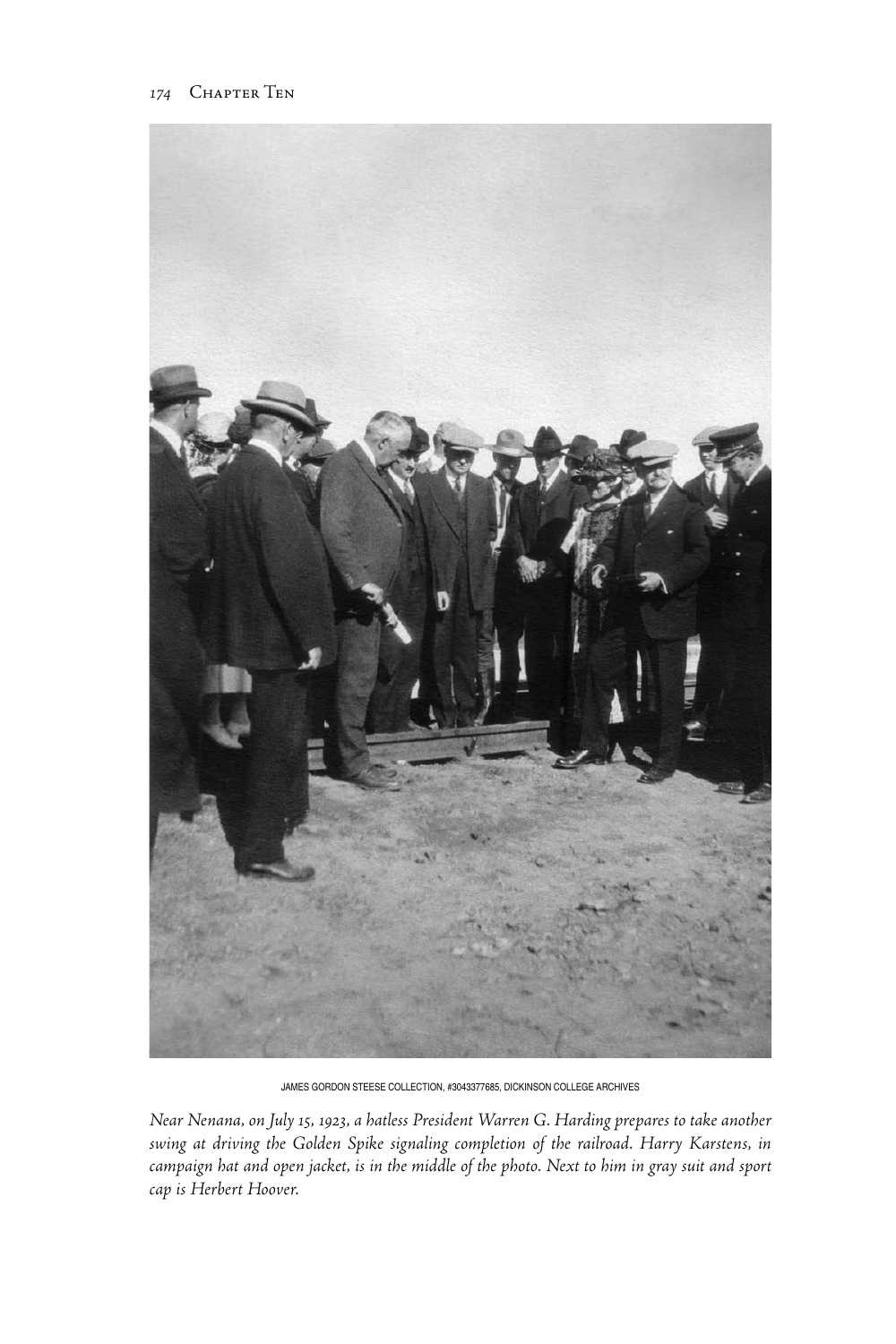JAMES GORDON STEESE COLLECTION, #3043377685, DICKINSON COLLEGE ARCHIVES

*Near Nenana, on July 15, 1923, a hatless President Warren G. Harding prepares to take another swing at driving the Golden Spike signaling completion of the railroad. Harry Karstens, in campaign hat and open jacket, is in the middle of the photo. Next to him in gray suit and sport cap is Herbert Hoover.*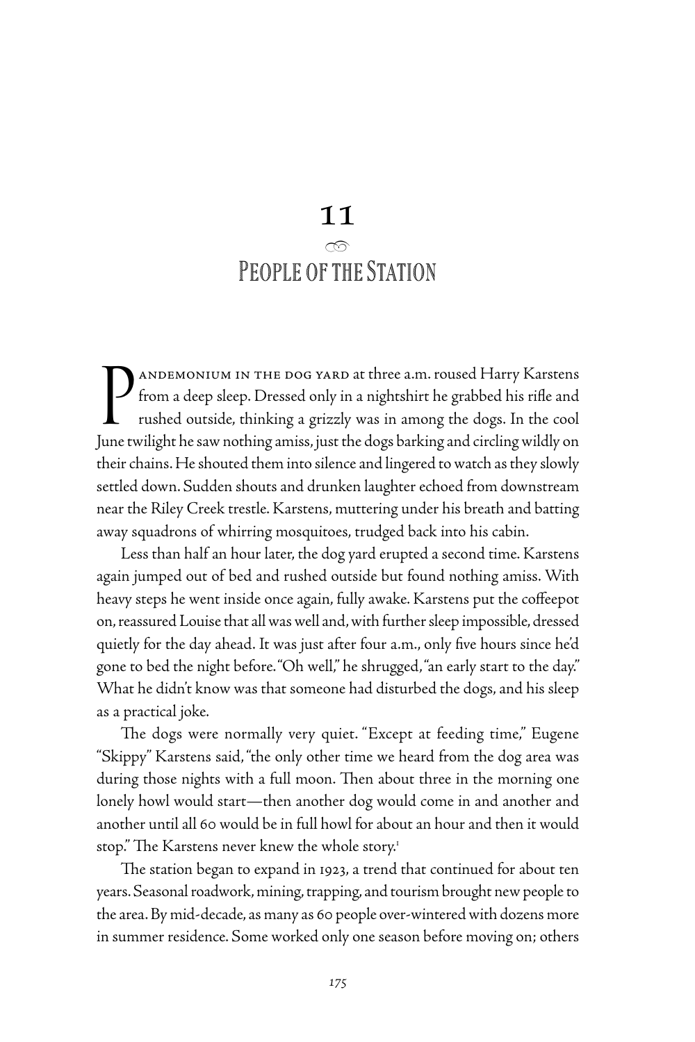# 11

## People of the Station

Pandemonium in the dog yard at three a.m. roused Harry Karstens from a deep sleep. Dressed only in a nightshirt he grabbed his rifle and rushed outside, thinking a grizzly was in among the dogs. In the cool June twilight he saw nothing amiss, just the dogs barking and circling wildly on their chains. He shouted them into silence and lingered to watch as they slowly settled down. Sudden shouts and drunken laughter echoed from downstream near the Riley Creek trestle. Karstens, muttering under his breath and batting away squadrons of whirring mosquitoes, trudged back into his cabin.

Less than half an hour later, the dog yard erupted a second time. Karstens again jumped out of bed and rushed outside but found nothing amiss. With heavy steps he went inside once again, fully awake. Karstens put the coffeepot on, reassured Louise that all was well and, with further sleep impossible, dressed quietly for the day ahead. It was just after four a.m., only five hours since he'd gone to bed the night before. "Oh well," he shrugged, "an early start to the day." What he didn't know was that someone had disturbed the dogs, and his sleep as a practical joke.

The dogs were normally very quiet. "Except at feeding time," Eugene "Skippy" Karstens said, "the only other time we heard from the dog area was during those nights with a full moon. Then about three in the morning one lonely howl would start—then another dog would come in and another and another until all 60 would be in full howl for about an hour and then it would stop." The Karstens never knew the whole story.[1]

The station began to expand in 1923, a trend that continued for about ten years. Seasonal roadwork, mining, trapping, and tourism brought new people to the area. By mid-decade, as many as 60 people over-wintered with dozens more in summer residence. Some worked only one season before moving on; others